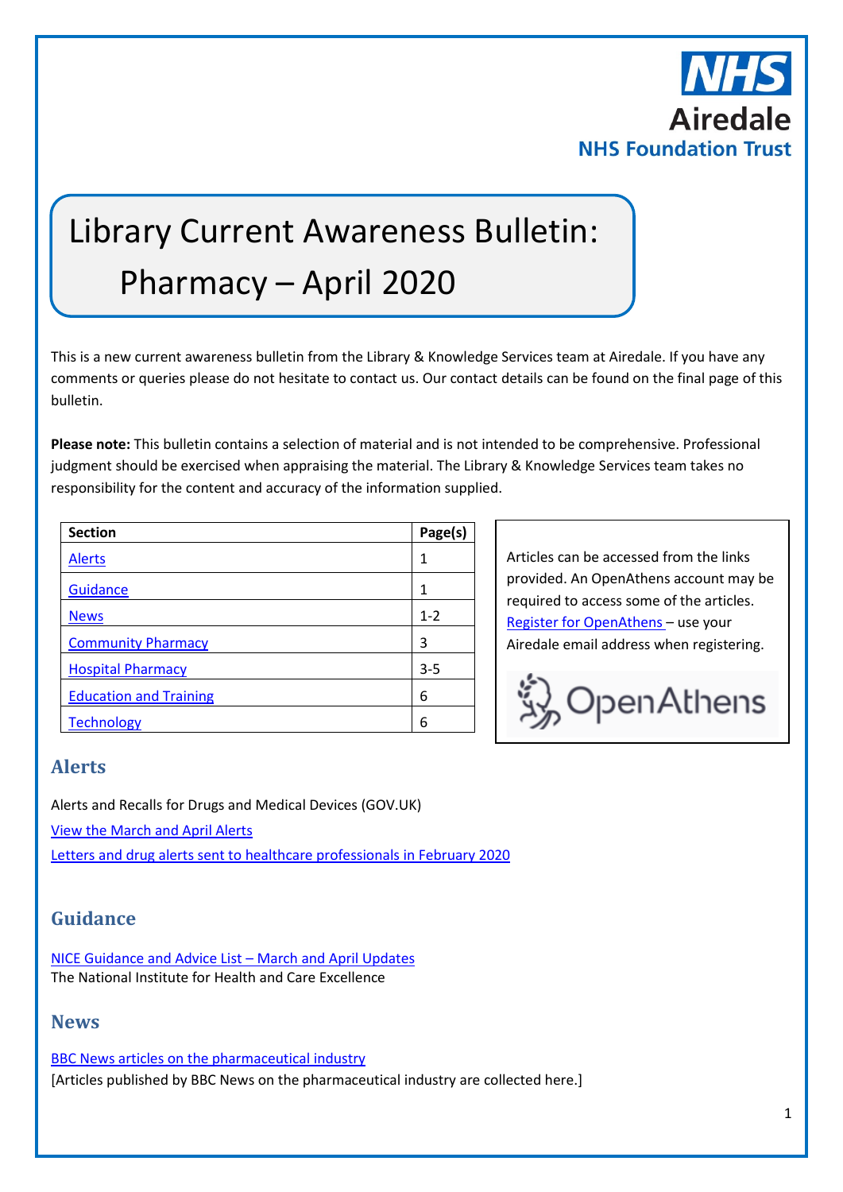NHS
Airedale
NHS Foundation Trust

# Library Current Awareness Bulletin: Pharmacy – April 2020

This is a new current awareness bulletin from the Library & Knowledge Services team at Airedale. If you have any comments or queries please do not hesitate to contact us. Our contact details can be found on the final page of this bulletin.

**Please note:** This bulletin contains a selection of material and is not intended to be comprehensive. Professional judgment should be exercised when appraising the material. The Library & Knowledge Services team takes no responsibility for the content and accuracy of the information supplied.

| Section | Page(s) |
|---|---|
| Alerts | 1 |
| Guidance | 1 |
| News | 1-2 |
| Community Pharmacy | 3 |
| Hospital Pharmacy | 3-5 |
| Education and Training | 6 |
| Technology | 6 |

Articles can be accessed from the links provided. An OpenAthens account may be required to access some of the articles. Register for OpenAthens – use your Airedale email address when registering.

OpenAthens

## Alerts

Alerts and Recalls for Drugs and Medical Devices (GOV.UK)

View the March and April Alerts

Letters and drug alerts sent to healthcare professionals in February 2020

## Guidance

NICE Guidance and Advice List – March and April Updates
The National Institute for Health and Care Excellence

## News

BBC News articles on the pharmaceutical industry
[Articles published by BBC News on the pharmaceutical industry are collected here.]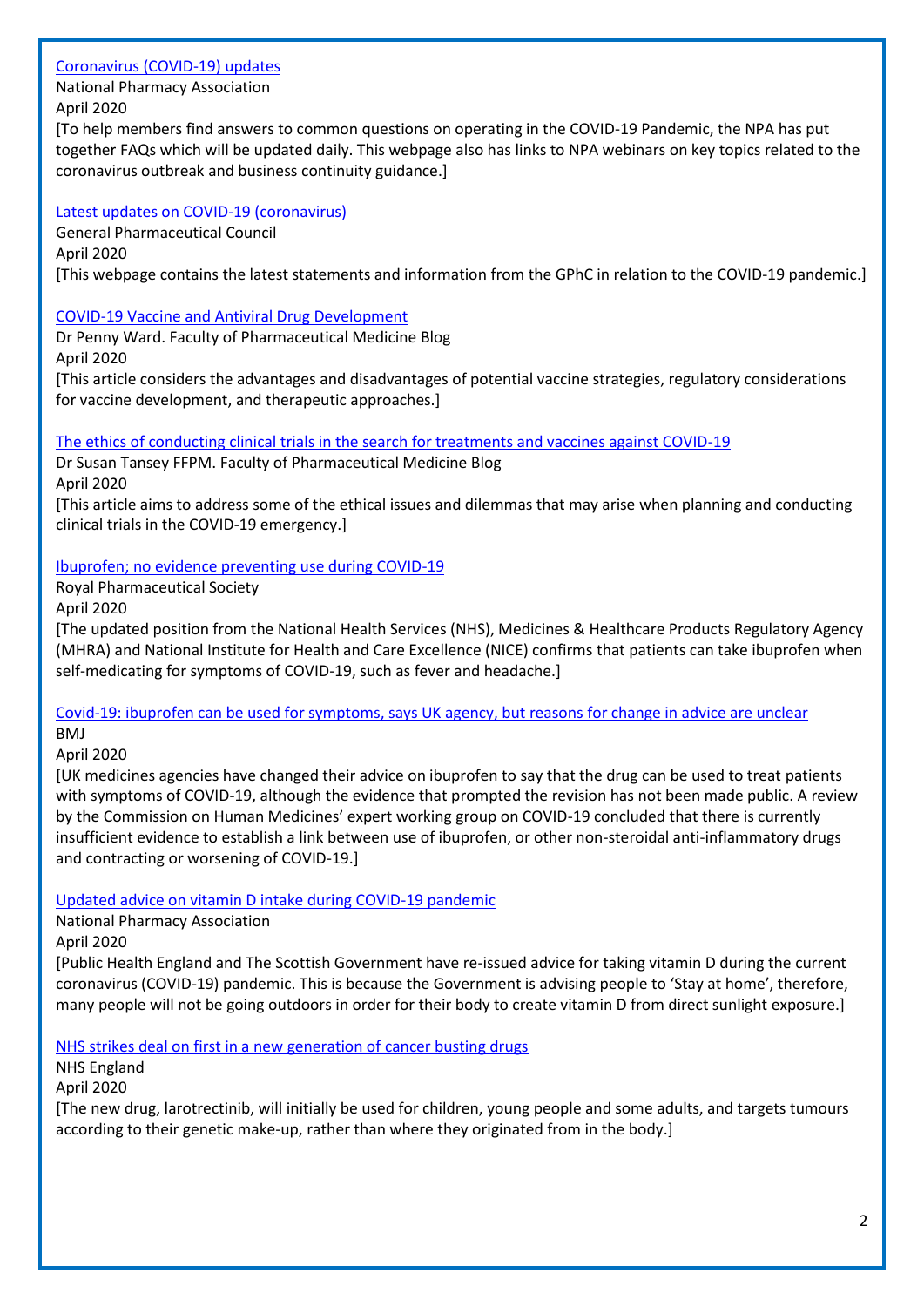[Coronavirus (COVID-19) updates]
National Pharmacy Association
April 2020
[To help members find answers to common questions on operating in the COVID-19 Pandemic, the NPA has put together FAQs which will be updated daily. This webpage also has links to NPA webinars on key topics related to the coronavirus outbreak and business continuity guidance.]

[Latest updates on COVID-19 (coronavirus)]
General Pharmaceutical Council
April 2020
[This webpage contains the latest statements and information from the GPhC in relation to the COVID-19 pandemic.]

[COVID-19 Vaccine and Antiviral Drug Development]
Dr Penny Ward. Faculty of Pharmaceutical Medicine Blog
April 2020
[This article considers the advantages and disadvantages of potential vaccine strategies, regulatory considerations for vaccine development, and therapeutic approaches.]

[The ethics of conducting clinical trials in the search for treatments and vaccines against COVID-19]
Dr Susan Tansey FFPM. Faculty of Pharmaceutical Medicine Blog
April 2020
[This article aims to address some of the ethical issues and dilemmas that may arise when planning and conducting clinical trials in the COVID-19 emergency.]

[Ibuprofen; no evidence preventing use during COVID-19]
Royal Pharmaceutical Society
April 2020
[The updated position from the National Health Services (NHS), Medicines & Healthcare Products Regulatory Agency (MHRA) and National Institute for Health and Care Excellence (NICE) confirms that patients can take ibuprofen when self-medicating for symptoms of COVID-19, such as fever and headache.]

[Covid-19: ibuprofen can be used for symptoms, says UK agency, but reasons for change in advice are unclear]
BMJ
April 2020
[UK medicines agencies have changed their advice on ibuprofen to say that the drug can be used to treat patients with symptoms of COVID-19, although the evidence that prompted the revision has not been made public. A review by the Commission on Human Medicines' expert working group on COVID-19 concluded that there is currently insufficient evidence to establish a link between use of ibuprofen, or other non-steroidal anti-inflammatory drugs and contracting or worsening of COVID-19.]

[Updated advice on vitamin D intake during COVID-19 pandemic]
National Pharmacy Association
April 2020
[Public Health England and The Scottish Government have re-issued advice for taking vitamin D during the current coronavirus (COVID-19) pandemic. This is because the Government is advising people to 'Stay at home', therefore, many people will not be going outdoors in order for their body to create vitamin D from direct sunlight exposure.]

[NHS strikes deal on first in a new generation of cancer busting drugs]
NHS England
April 2020
[The new drug, larotrectinib, will initially be used for children, young people and some adults, and targets tumours according to their genetic make-up, rather than where they originated from in the body.]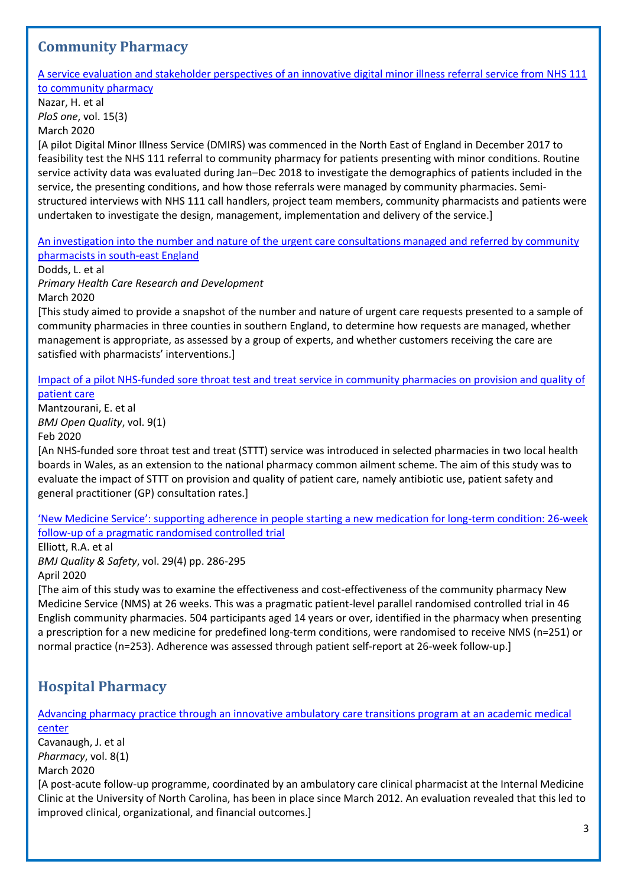## Community Pharmacy

[A service evaluation and stakeholder perspectives of an innovative digital minor illness referral service from NHS 111 to community pharmacy]

Nazar, H. et al
*PloS one*, vol. 15(3)
March 2020

[A pilot Digital Minor Illness Service (DMIRS) was commenced in the North East of England in December 2017 to feasibility test the NHS 111 referral to community pharmacy for patients presenting with minor conditions. Routine service activity data was evaluated during Jan–Dec 2018 to investigate the demographics of patients included in the service, the presenting conditions, and how those referrals were managed by community pharmacies. Semi-structured interviews with NHS 111 call handlers, project team members, community pharmacists and patients were undertaken to investigate the design, management, implementation and delivery of the service.]

[An investigation into the number and nature of the urgent care consultations managed and referred by community pharmacists in south-east England]

Dodds, L. et al
*Primary Health Care Research and Development*
March 2020

[This study aimed to provide a snapshot of the number and nature of urgent care requests presented to a sample of community pharmacies in three counties in southern England, to determine how requests are managed, whether management is appropriate, as assessed by a group of experts, and whether customers receiving the care are satisfied with pharmacists' interventions.]

[Impact of a pilot NHS-funded sore throat test and treat service in community pharmacies on provision and quality of patient care]

Mantzourani, E. et al
*BMJ Open Quality*, vol. 9(1)
Feb 2020

[An NHS-funded sore throat test and treat (STTT) service was introduced in selected pharmacies in two local health boards in Wales, as an extension to the national pharmacy common ailment scheme. The aim of this study was to evaluate the impact of STTT on provision and quality of patient care, namely antibiotic use, patient safety and general practitioner (GP) consultation rates.]

['New Medicine Service': supporting adherence in people starting a new medication for long-term condition: 26-week follow-up of a pragmatic randomised controlled trial]

Elliott, R.A. et al
*BMJ Quality & Safety*, vol. 29(4) pp. 286-295
April 2020

[The aim of this study was to examine the effectiveness and cost-effectiveness of the community pharmacy New Medicine Service (NMS) at 26 weeks. This was a pragmatic patient-level parallel randomised controlled trial in 46 English community pharmacies. 504 participants aged 14 years or over, identified in the pharmacy when presenting a prescription for a new medicine for predefined long-term conditions, were randomised to receive NMS (n=251) or normal practice (n=253). Adherence was assessed through patient self-report at 26-week follow-up.]

## Hospital Pharmacy

[Advancing pharmacy practice through an innovative ambulatory care transitions program at an academic medical center]

Cavanaugh, J. et al
*Pharmacy*, vol. 8(1)
March 2020

[A post-acute follow-up programme, coordinated by an ambulatory care clinical pharmacist at the Internal Medicine Clinic at the University of North Carolina, has been in place since March 2012. An evaluation revealed that this led to improved clinical, organizational, and financial outcomes.]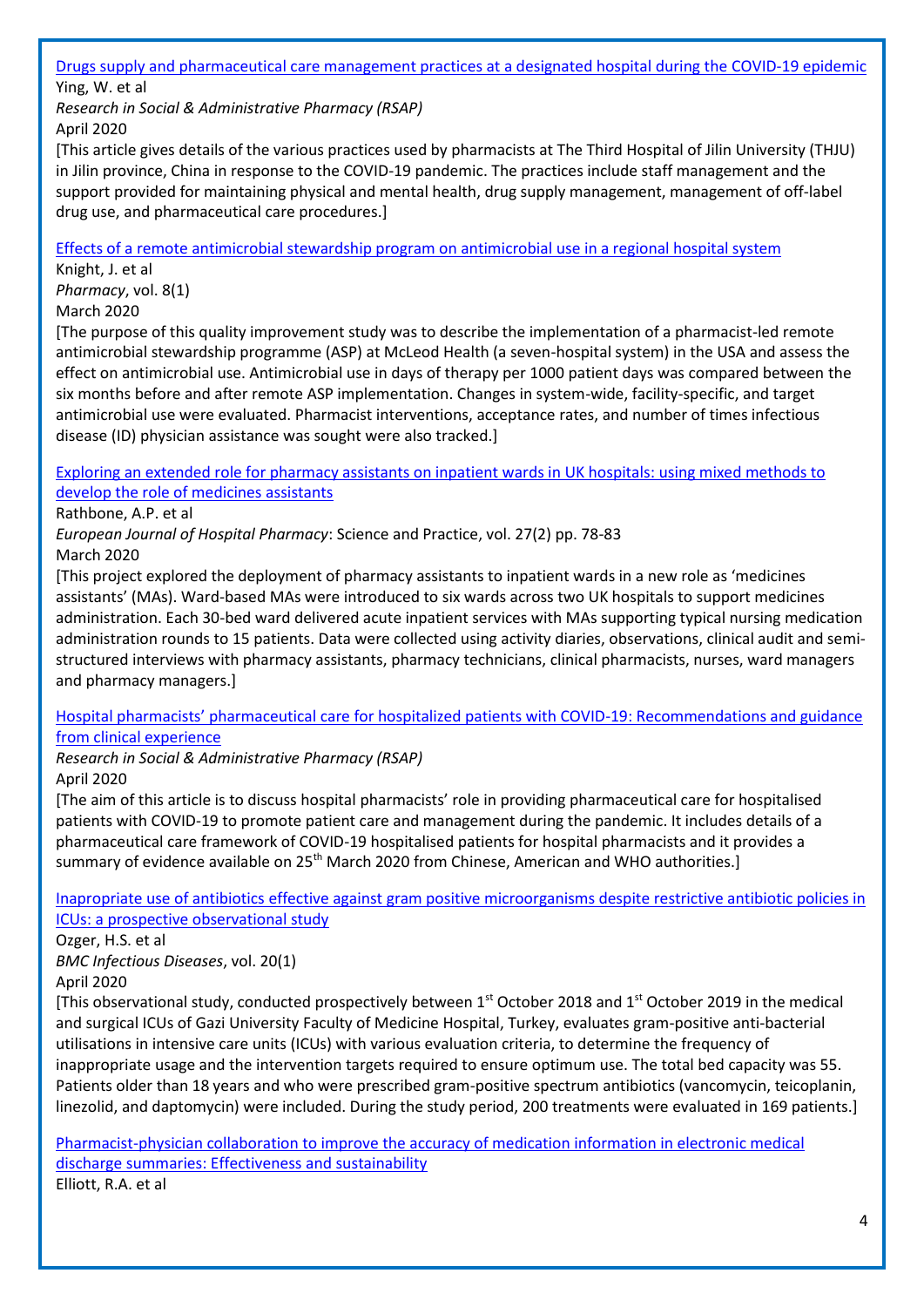[Drugs supply and pharmaceutical care management practices at a designated hospital during the COVID-19 epidemic]
Ying, W. et al
*Research in Social & Administrative Pharmacy (RSAP)*
April 2020
[This article gives details of the various practices used by pharmacists at The Third Hospital of Jilin University (THJU) in Jilin province, China in response to the COVID-19 pandemic. The practices include staff management and the support provided for maintaining physical and mental health, drug supply management, management of off-label drug use, and pharmaceutical care procedures.]

[Effects of a remote antimicrobial stewardship program on antimicrobial use in a regional hospital system]
Knight, J. et al
*Pharmacy*, vol. 8(1)
March 2020
[The purpose of this quality improvement study was to describe the implementation of a pharmacist-led remote antimicrobial stewardship programme (ASP) at McLeod Health (a seven-hospital system) in the USA and assess the effect on antimicrobial use. Antimicrobial use in days of therapy per 1000 patient days was compared between the six months before and after remote ASP implementation. Changes in system-wide, facility-specific, and target antimicrobial use were evaluated. Pharmacist interventions, acceptance rates, and number of times infectious disease (ID) physician assistance was sought were also tracked.]

[Exploring an extended role for pharmacy assistants on inpatient wards in UK hospitals: using mixed methods to develop the role of medicines assistants]
Rathbone, A.P. et al
*European Journal of Hospital Pharmacy*: Science and Practice, vol. 27(2) pp. 78-83
March 2020
[This project explored the deployment of pharmacy assistants to inpatient wards in a new role as 'medicines assistants' (MAs). Ward-based MAs were introduced to six wards across two UK hospitals to support medicines administration. Each 30-bed ward delivered acute inpatient services with MAs supporting typical nursing medication administration rounds to 15 patients. Data were collected using activity diaries, observations, clinical audit and semi-structured interviews with pharmacy assistants, pharmacy technicians, clinical pharmacists, nurses, ward managers and pharmacy managers.]

[Hospital pharmacists' pharmaceutical care for hospitalized patients with COVID-19: Recommendations and guidance from clinical experience]
*Research in Social & Administrative Pharmacy (RSAP)*
April 2020
[The aim of this article is to discuss hospital pharmacists' role in providing pharmaceutical care for hospitalised patients with COVID-19 to promote patient care and management during the pandemic. It includes details of a pharmaceutical care framework of COVID-19 hospitalised patients for hospital pharmacists and it provides a summary of evidence available on 25th March 2020 from Chinese, American and WHO authorities.]

[Inapropriate use of antibiotics effective against gram positive microorganisms despite restrictive antibiotic policies in ICUs: a prospective observational study]
Ozger, H.S. et al
*BMC Infectious Diseases*, vol. 20(1)
April 2020
[This observational study, conducted prospectively between 1st October 2018 and 1st October 2019 in the medical and surgical ICUs of Gazi University Faculty of Medicine Hospital, Turkey, evaluates gram-positive anti-bacterial utilisations in intensive care units (ICUs) with various evaluation criteria, to determine the frequency of inappropriate usage and the intervention targets required to ensure optimum use. The total bed capacity was 55. Patients older than 18 years and who were prescribed gram-positive spectrum antibiotics (vancomycin, teicoplanin, linezolid, and daptomycin) were included. During the study period, 200 treatments were evaluated in 169 patients.]

[Pharmacist-physician collaboration to improve the accuracy of medication information in electronic medical discharge summaries: Effectiveness and sustainability]
Elliott, R.A. et al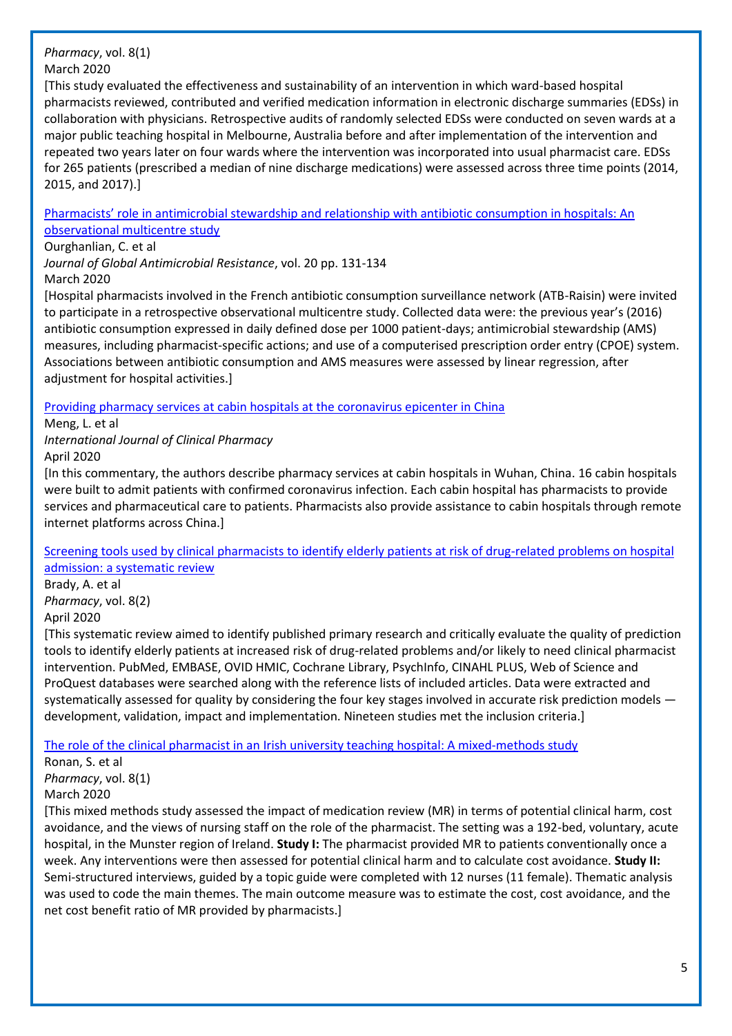*Pharmacy*, vol. 8(1)
March 2020
[This study evaluated the effectiveness and sustainability of an intervention in which ward-based hospital pharmacists reviewed, contributed and verified medication information in electronic discharge summaries (EDSs) in collaboration with physicians. Retrospective audits of randomly selected EDSs were conducted on seven wards at a major public teaching hospital in Melbourne, Australia before and after implementation of the intervention and repeated two years later on four wards where the intervention was incorporated into usual pharmacist care. EDSs for 265 patients (prescribed a median of nine discharge medications) were assessed across three time points (2014, 2015, and 2017).]

Pharmacists' role in antimicrobial stewardship and relationship with antibiotic consumption in hospitals: An observational multicentre study
Ourghanlian, C. et al
*Journal of Global Antimicrobial Resistance*, vol. 20 pp. 131-134
March 2020
[Hospital pharmacists involved in the French antibiotic consumption surveillance network (ATB-Raisin) were invited to participate in a retrospective observational multicentre study. Collected data were: the previous year's (2016) antibiotic consumption expressed in daily defined dose per 1000 patient-days; antimicrobial stewardship (AMS) measures, including pharmacist-specific actions; and use of a computerised prescription order entry (CPOE) system. Associations between antibiotic consumption and AMS measures were assessed by linear regression, after adjustment for hospital activities.]

Providing pharmacy services at cabin hospitals at the coronavirus epicenter in China
Meng, L. et al
*International Journal of Clinical Pharmacy*
April 2020
[In this commentary, the authors describe pharmacy services at cabin hospitals in Wuhan, China. 16 cabin hospitals were built to admit patients with confirmed coronavirus infection. Each cabin hospital has pharmacists to provide services and pharmaceutical care to patients. Pharmacists also provide assistance to cabin hospitals through remote internet platforms across China.]

Screening tools used by clinical pharmacists to identify elderly patients at risk of drug-related problems on hospital admission: a systematic review
Brady, A. et al
*Pharmacy*, vol. 8(2)
April 2020
[This systematic review aimed to identify published primary research and critically evaluate the quality of prediction tools to identify elderly patients at increased risk of drug-related problems and/or likely to need clinical pharmacist intervention. PubMed, EMBASE, OVID HMIC, Cochrane Library, PsychInfo, CINAHL PLUS, Web of Science and ProQuest databases were searched along with the reference lists of included articles. Data were extracted and systematically assessed for quality by considering the four key stages involved in accurate risk prediction models — development, validation, impact and implementation. Nineteen studies met the inclusion criteria.]

The role of the clinical pharmacist in an Irish university teaching hospital: A mixed-methods study
Ronan, S. et al
*Pharmacy*, vol. 8(1)
March 2020
[This mixed methods study assessed the impact of medication review (MR) in terms of potential clinical harm, cost avoidance, and the views of nursing staff on the role of the pharmacist. The setting was a 192-bed, voluntary, acute hospital, in the Munster region of Ireland. **Study I:** The pharmacist provided MR to patients conventionally once a week. Any interventions were then assessed for potential clinical harm and to calculate cost avoidance. **Study II:** Semi-structured interviews, guided by a topic guide were completed with 12 nurses (11 female). Thematic analysis was used to code the main themes. The main outcome measure was to estimate the cost, cost avoidance, and the net cost benefit ratio of MR provided by pharmacists.]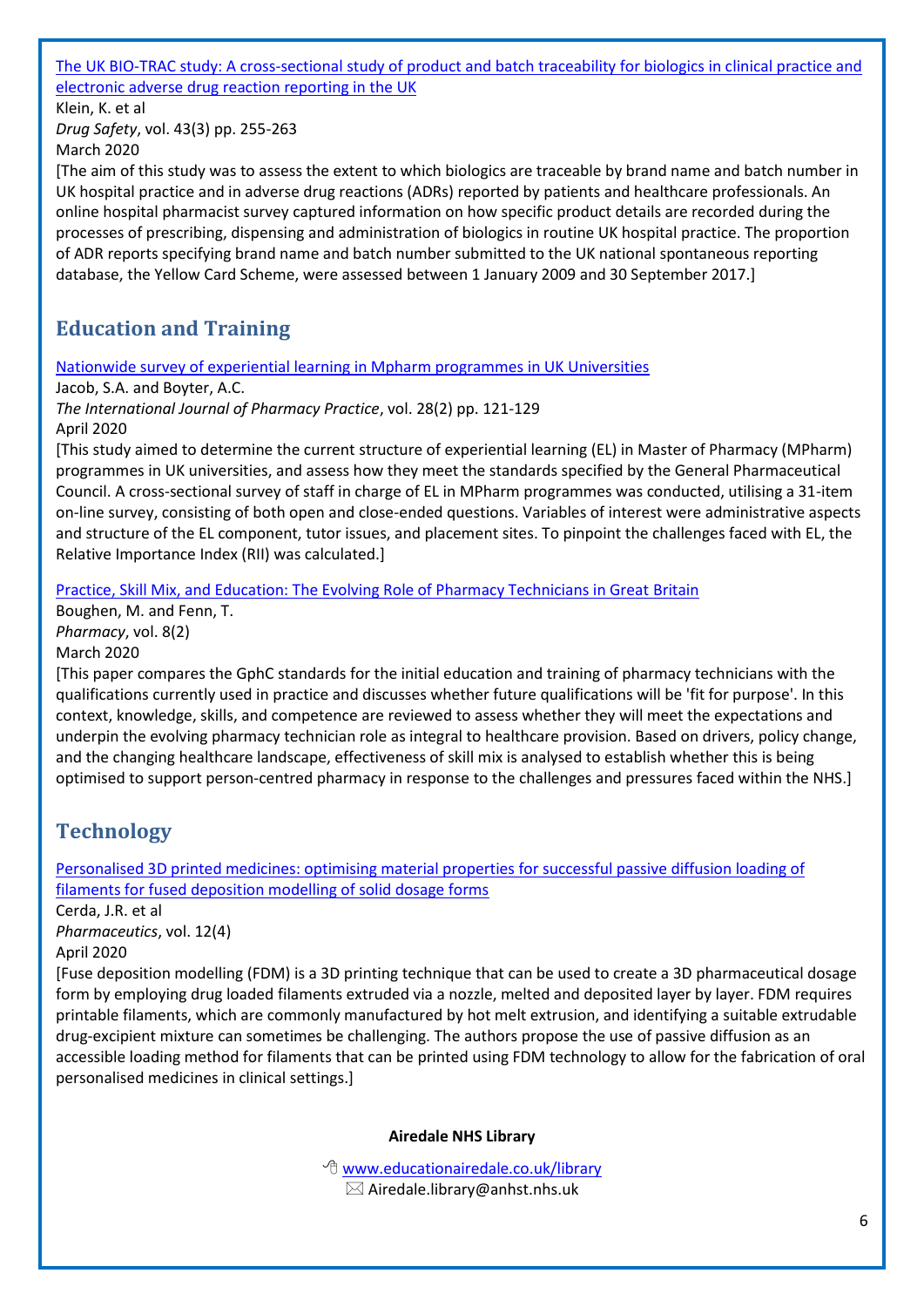The UK BIO-TRAC study: A cross-sectional study of product and batch traceability for biologics in clinical practice and electronic adverse drug reaction reporting in the UK

Klein, K. et al

*Drug Safety*, vol. 43(3) pp. 255-263

March 2020

[The aim of this study was to assess the extent to which biologics are traceable by brand name and batch number in UK hospital practice and in adverse drug reactions (ADRs) reported by patients and healthcare professionals. An online hospital pharmacist survey captured information on how specific product details are recorded during the processes of prescribing, dispensing and administration of biologics in routine UK hospital practice. The proportion of ADR reports specifying brand name and batch number submitted to the UK national spontaneous reporting database, the Yellow Card Scheme, were assessed between 1 January 2009 and 30 September 2017.]

## Education and Training

Nationwide survey of experiential learning in Mpharm programmes in UK Universities

Jacob, S.A. and Boyter, A.C.

*The International Journal of Pharmacy Practice*, vol. 28(2) pp. 121-129

April 2020

[This study aimed to determine the current structure of experiential learning (EL) in Master of Pharmacy (MPharm) programmes in UK universities, and assess how they meet the standards specified by the General Pharmaceutical Council. A cross-sectional survey of staff in charge of EL in MPharm programmes was conducted, utilising a 31-item on-line survey, consisting of both open and close-ended questions. Variables of interest were administrative aspects and structure of the EL component, tutor issues, and placement sites. To pinpoint the challenges faced with EL, the Relative Importance Index (RII) was calculated.]

Practice, Skill Mix, and Education: The Evolving Role of Pharmacy Technicians in Great Britain

Boughen, M. and Fenn, T.

*Pharmacy*, vol. 8(2)

March 2020

[This paper compares the GphC standards for the initial education and training of pharmacy technicians with the qualifications currently used in practice and discusses whether future qualifications will be 'fit for purpose'. In this context, knowledge, skills, and competence are reviewed to assess whether they will meet the expectations and underpin the evolving pharmacy technician role as integral to healthcare provision. Based on drivers, policy change, and the changing healthcare landscape, effectiveness of skill mix is analysed to establish whether this is being optimised to support person-centred pharmacy in response to the challenges and pressures faced within the NHS.]

## Technology

Personalised 3D printed medicines: optimising material properties for successful passive diffusion loading of filaments for fused deposition modelling of solid dosage forms

Cerda, J.R. et al

*Pharmaceutics*, vol. 12(4)

April 2020

[Fuse deposition modelling (FDM) is a 3D printing technique that can be used to create a 3D pharmaceutical dosage form by employing drug loaded filaments extruded via a nozzle, melted and deposited layer by layer. FDM requires printable filaments, which are commonly manufactured by hot melt extrusion, and identifying a suitable extrudable drug-excipient mixture can sometimes be challenging. The authors propose the use of passive diffusion as an accessible loading method for filaments that can be printed using FDM technology to allow for the fabrication of oral personalised medicines in clinical settings.]

**Airedale NHS Library**

www.educationairedale.co.uk/library

Airedale.library@anhst.nhs.uk